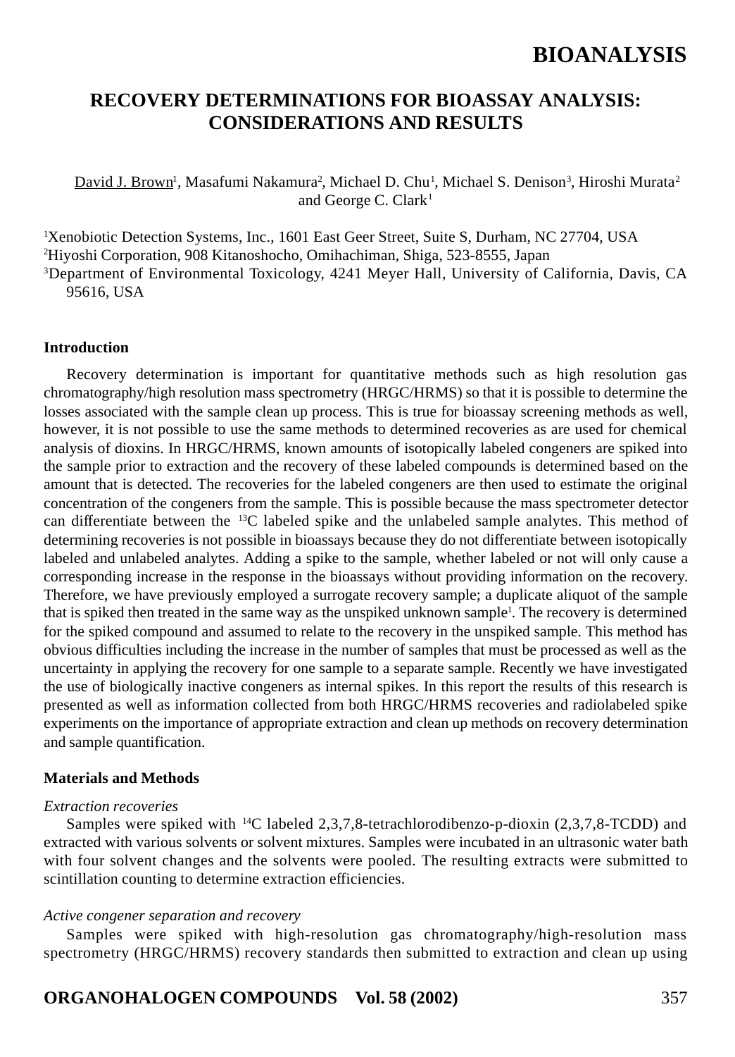# RECOVERY DETERMINATIONS FOR BIOASSAY ANALYSIS: CONSIDERATIONS AND RESULTS

David J. Brown[1], Masafumi Nakamura[2], Michael D. Chu[1], Michael S. Denison[3], Hiroshi Murata[2] and George C. Clark[1]

[1]Xenobiotic Detection Systems, Inc., 1601 East Geer Street, Suite S, Durham, NC 27704, USA
[2]Hiyoshi Corporation, 908 Kitanoshocho, Omihachiman, Shiga, 523-8555, Japan
[3]Department of Environmental Toxicology, 4241 Meyer Hall, University of California, Davis, CA 95616, USA

## Introduction

Recovery determination is important for quantitative methods such as high resolution gas chromatography/high resolution mass spectrometry (HRGC/HRMS) so that it is possible to determine the losses associated with the sample clean up process. This is true for bioassay screening methods as well, however, it is not possible to use the same methods to determined recoveries as are used for chemical analysis of dioxins. In HRGC/HRMS, known amounts of isotopically labeled congeners are spiked into the sample prior to extraction and the recovery of these labeled compounds is determined based on the amount that is detected. The recoveries for the labeled congeners are then used to estimate the original concentration of the congeners from the sample. This is possible because the mass spectrometer detector can differentiate between the $^{13}$C labeled spike and the unlabeled sample analytes. This method of determining recoveries is not possible in bioassays because they do not differentiate between isotopically labeled and unlabeled analytes. Adding a spike to the sample, whether labeled or not will only cause a corresponding increase in the response in the bioassays without providing information on the recovery. Therefore, we have previously employed a surrogate recovery sample; a duplicate aliquot of the sample that is spiked then treated in the same way as the unspiked unknown sample[1]. The recovery is determined for the spiked compound and assumed to relate to the recovery in the unspiked sample. This method has obvious difficulties including the increase in the number of samples that must be processed as well as the uncertainty in applying the recovery for one sample to a separate sample. Recently we have investigated the use of biologically inactive congeners as internal spikes. In this report the results of this research is presented as well as information collected from both HRGC/HRMS recoveries and radiolabeled spike experiments on the importance of appropriate extraction and clean up methods on recovery determination and sample quantification.

## Materials and Methods

### *Extraction recoveries*

Samples were spiked with $^{14}$C labeled 2,3,7,8-tetrachlorodibenzo-p-dioxin (2,3,7,8-TCDD) and extracted with various solvents or solvent mixtures. Samples were incubated in an ultrasonic water bath with four solvent changes and the solvents were pooled. The resulting extracts were submitted to scintillation counting to determine extraction efficiencies.

### *Active congener separation and recovery*

Samples were spiked with high-resolution gas chromatography/high-resolution mass spectrometry (HRGC/HRMS) recovery standards then submitted to extraction and clean up using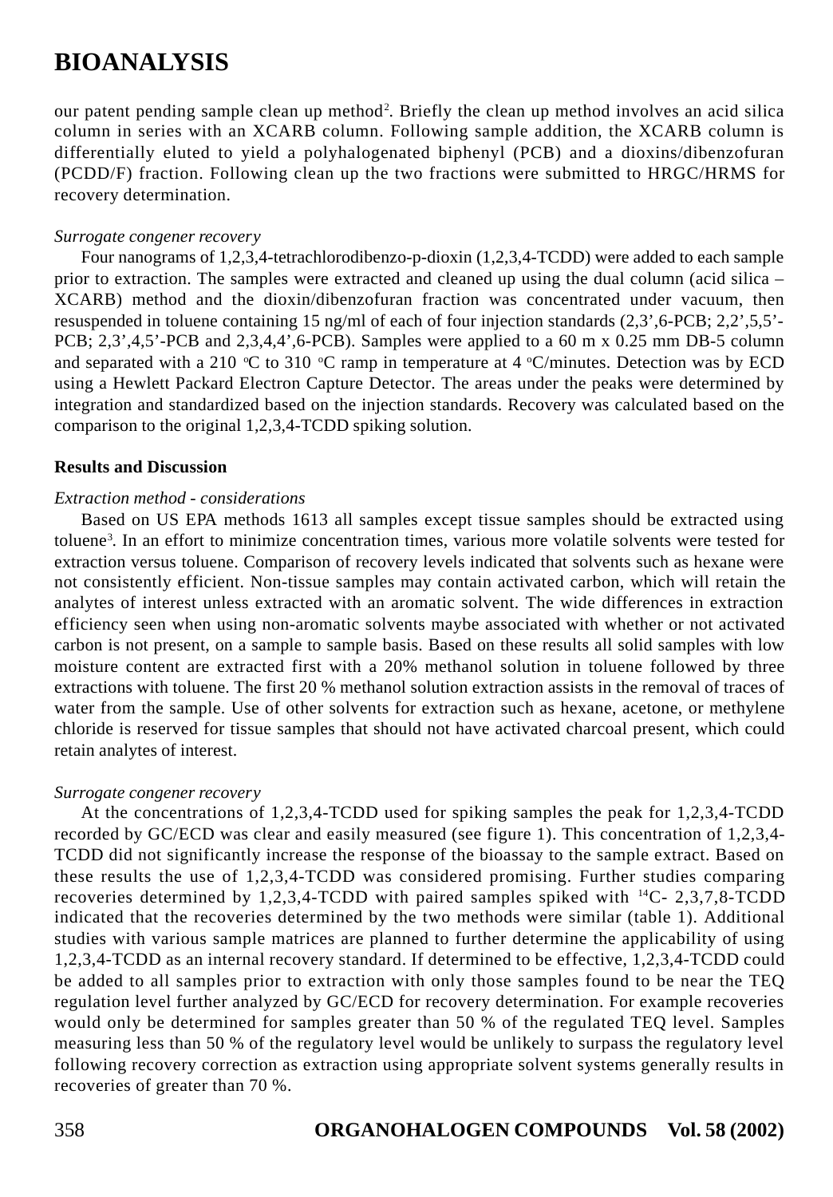our patent pending sample clean up method[2]. Briefly the clean up method involves an acid silica column in series with an XCARB column. Following sample addition, the XCARB column is differentially eluted to yield a polyhalogenated biphenyl (PCB) and a dioxins/dibenzofuran (PCDD/F) fraction. Following clean up the two fractions were submitted to HRGC/HRMS for recovery determination.

*Surrogate congener recovery*

Four nanograms of 1,2,3,4-tetrachlorodibenzo-p-dioxin (1,2,3,4-TCDD) were added to each sample prior to extraction. The samples were extracted and cleaned up using the dual column (acid silica – XCARB) method and the dioxin/dibenzofuran fraction was concentrated under vacuum, then resuspended in toluene containing 15 ng/ml of each of four injection standards (2,3',6-PCB; 2,2',5,5'-PCB; 2,3',4,5'-PCB and 2,3,4,4',6-PCB). Samples were applied to a 60 m x 0.25 mm DB-5 column and separated with a 210 $^{o}$C to 310 $^{o}$C ramp in temperature at 4 $^{o}$C/minutes. Detection was by ECD using a Hewlett Packard Electron Capture Detector. The areas under the peaks were determined by integration and standardized based on the injection standards. Recovery was calculated based on the comparison to the original 1,2,3,4-TCDD spiking solution.

**Results and Discussion**

*Extraction method - considerations*

Based on US EPA methods 1613 all samples except tissue samples should be extracted using toluene[3]. In an effort to minimize concentration times, various more volatile solvents were tested for extraction versus toluene. Comparison of recovery levels indicated that solvents such as hexane were not consistently efficient. Non-tissue samples may contain activated carbon, which will retain the analytes of interest unless extracted with an aromatic solvent. The wide differences in extraction efficiency seen when using non-aromatic solvents maybe associated with whether or not activated carbon is not present, on a sample to sample basis. Based on these results all solid samples with low moisture content are extracted first with a 20% methanol solution in toluene followed by three extractions with toluene. The first 20 % methanol solution extraction assists in the removal of traces of water from the sample. Use of other solvents for extraction such as hexane, acetone, or methylene chloride is reserved for tissue samples that should not have activated charcoal present, which could retain analytes of interest.

*Surrogate congener recovery*

At the concentrations of 1,2,3,4-TCDD used for spiking samples the peak for 1,2,3,4-TCDD recorded by GC/ECD was clear and easily measured (see figure 1). This concentration of 1,2,3,4-TCDD did not significantly increase the response of the bioassay to the sample extract. Based on these results the use of 1,2,3,4-TCDD was considered promising. Further studies comparing recoveries determined by 1,2,3,4-TCDD with paired samples spiked with $^{14}$C- 2,3,7,8-TCDD indicated that the recoveries determined by the two methods were similar (table 1). Additional studies with various sample matrices are planned to further determine the applicability of using 1,2,3,4-TCDD as an internal recovery standard. If determined to be effective, 1,2,3,4-TCDD could be added to all samples prior to extraction with only those samples found to be near the TEQ regulation level further analyzed by GC/ECD for recovery determination. For example recoveries would only be determined for samples greater than 50 % of the regulated TEQ level. Samples measuring less than 50 % of the regulatory level would be unlikely to surpass the regulatory level following recovery correction as extraction using appropriate solvent systems generally results in recoveries of greater than 70 %.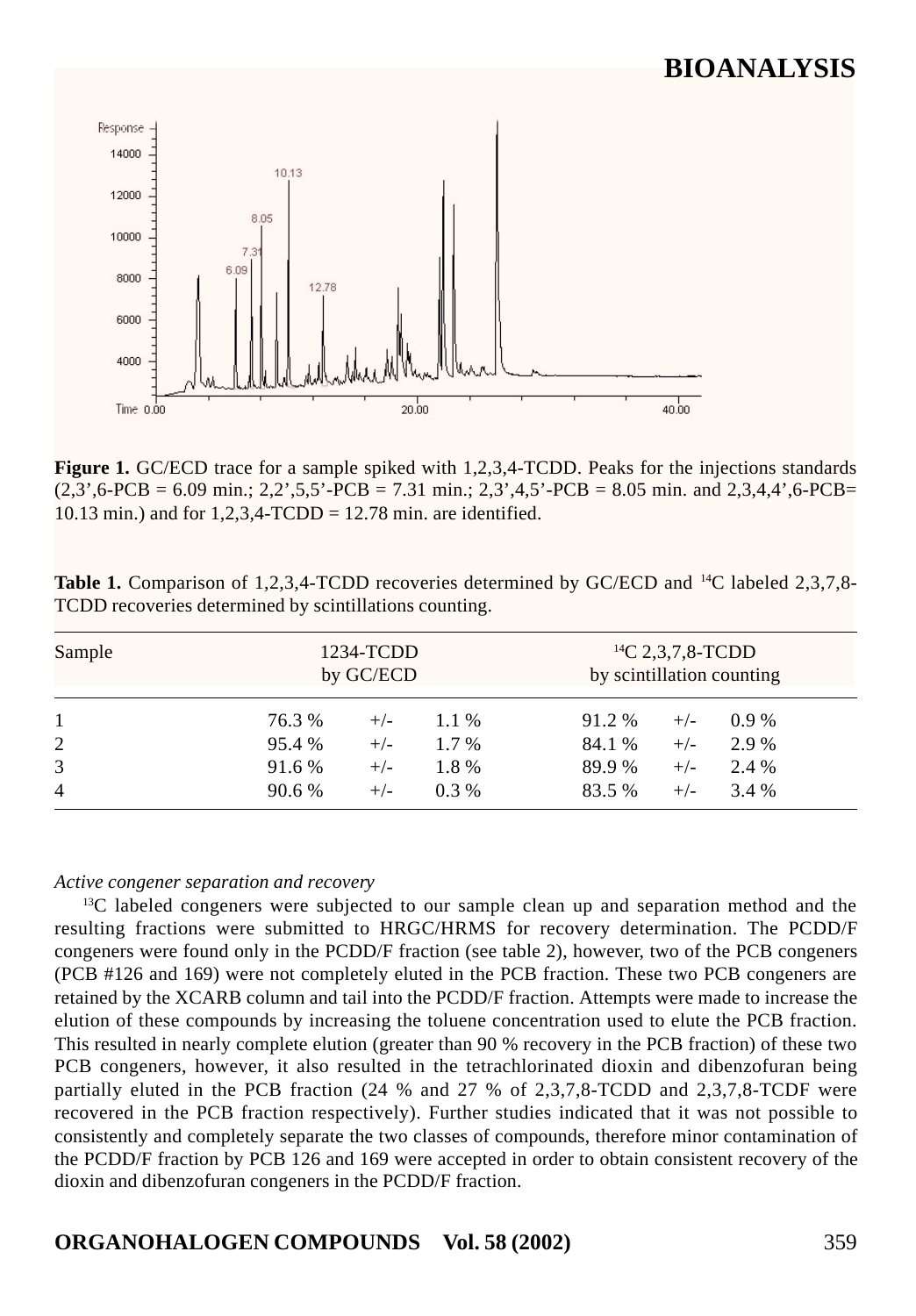Figure 1. GC/ECD trace for a sample spiked with 1,2,3,4-TCDD. Peaks for the injections standards (2,3’,6-PCB = 6.09 min.; 2,2’,5,5’-PCB = 7.31 min.; 2,3’,4,5’-PCB = 8.05 min. and 2,3,4,4’,6-PCB= 10.13 min.) and for 1,2,3,4-TCDD = 12.78 min. are identified.

**Table 1.** Comparison of 1,2,3,4-TCDD recoveries determined by GC/ECD and $^{14}C$ labeled 2,3,7,8-TCDD recoveries determined by scintillations counting.

| Sample | 1234-TCDD by GC/ECD | $^{14}C$ 2,3,7,8-TCDD by scintillation counting |
|---|---|---|
| 1 | 76.3 % +/- 1.1 % | 91.2 % +/- 0.9 % |
| 2 | 95.4 % +/- 1.7 % | 84.1 % +/- 2.9 % |
| 3 | 91.6 % +/- 1.8 % | 89.9 % +/- 2.4 % |
| 4 | 90.6 % +/- 0.3 % | 83.5 % +/- 3.4 % |

*Active congener separation and recovery*

$^{13}C$ labeled congeners were subjected to our sample clean up and separation method and the resulting fractions were submitted to HRGC/HRMS for recovery determination. The PCDD/F congeners were found only in the PCDD/F fraction (see table 2), however, two of the PCB congeners (PCB #126 and 169) were not completely eluted in the PCB fraction. These two PCB congeners are retained by the XCARB column and tail into the PCDD/F fraction. Attempts were made to increase the elution of these compounds by increasing the toluene concentration used to elute the PCB fraction. This resulted in nearly complete elution (greater than 90 % recovery in the PCB fraction) of these two PCB congeners, however, it also resulted in the tetrachlorinated dioxin and dibenzofuran being partially eluted in the PCB fraction (24 % and 27 % of 2,3,7,8-TCDD and 2,3,7,8-TCDF were recovered in the PCB fraction respectively). Further studies indicated that it was not possible to consistently and completely separate the two classes of compounds, therefore minor contamination of the PCDD/F fraction by PCB 126 and 169 were accepted in order to obtain consistent recovery of the dioxin and dibenzofuran congeners in the PCDD/F fraction.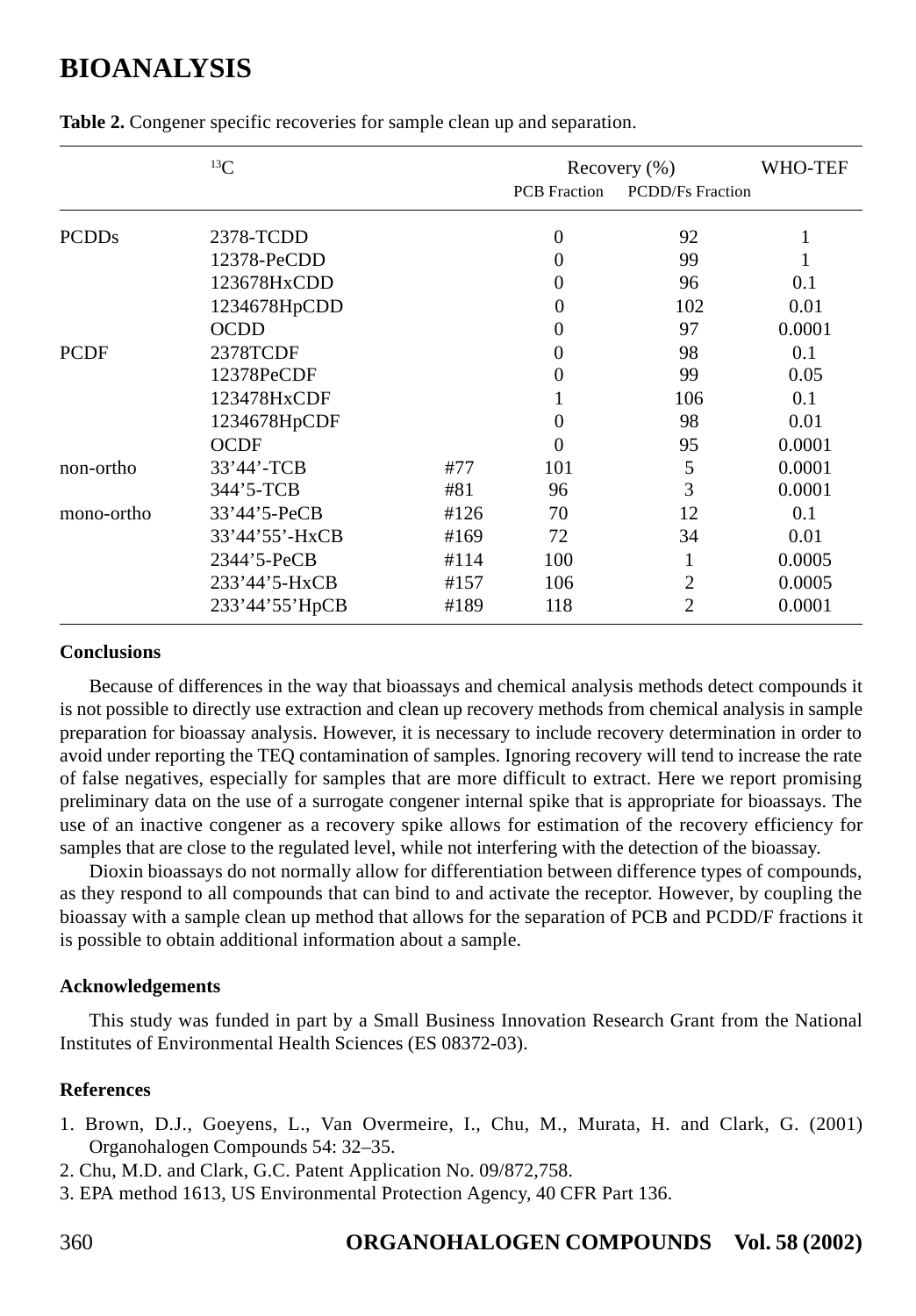# BIOANALYSIS

**Table 2.** Congener specific recoveries for sample clean up and separation.

| | $^{13}C$ | | Recovery (%) | | WHO-TEF |
|---|---|---|---|---|---|
| | | | PCB Fraction | PCDD/Fs Fraction | |
| PCDDs | 2378-TCDD | | 0 | 92 | 1 |
| | 12378-PeCDD | | 0 | 99 | 1 |
| | 123678HxCDD | | 0 | 96 | 0.1 |
| | 1234678HpCDD | | 0 | 102 | 0.01 |
| | OCDD | | 0 | 97 | 0.0001 |
| PCDF | 2378TCDF | | 0 | 98 | 0.1 |
| | 12378PeCDF | | 0 | 99 | 0.05 |
| | 123478HxCDF | | 1 | 106 | 0.1 |
| | 1234678HpCDF | | 0 | 98 | 0.01 |
| | OCDF | | 0 | 95 | 0.0001 |
| non-ortho | 33'44'-TCB | #77 | 101 | 5 | 0.0001 |
| | 344'5-TCB | #81 | 96 | 3 | 0.0001 |
| mono-ortho | 33'44'5-PeCB | #126 | 70 | 12 | 0.1 |
| | 33'44'55'-HxCB | #169 | 72 | 34 | 0.01 |
| | 2344'5-PeCB | #114 | 100 | 1 | 0.0005 |
| | 233'44'5-HxCB | #157 | 106 | 2 | 0.0005 |
| | 233'44'55'HpCB | #189 | 118 | 2 | 0.0001 |

**Conclusions**

Because of differences in the way that bioassays and chemical analysis methods detect compounds it is not possible to directly use extraction and clean up recovery methods from chemical analysis in sample preparation for bioassay analysis. However, it is necessary to include recovery determination in order to avoid under reporting the TEQ contamination of samples. Ignoring recovery will tend to increase the rate of false negatives, especially for samples that are more difficult to extract. Here we report promising preliminary data on the use of a surrogate congener internal spike that is appropriate for bioassays. The use of an inactive congener as a recovery spike allows for estimation of the recovery efficiency for samples that are close to the regulated level, while not interfering with the detection of the bioassay.

Dioxin bioassays do not normally allow for differentiation between difference types of compounds, as they respond to all compounds that can bind to and activate the receptor. However, by coupling the bioassay with a sample clean up method that allows for the separation of PCB and PCDD/F fractions it is possible to obtain additional information about a sample.

**Acknowledgements**

This study was funded in part by a Small Business Innovation Research Grant from the National Institutes of Environmental Health Sciences (ES 08372-03).

**References**

1. Brown, D.J., Goeyens, L., Van Overmeire, I., Chu, M., Murata, H. and Clark, G. (2001) Organohalogen Compounds 54: 32–35.
2. Chu, M.D. and Clark, G.C. Patent Application No. 09/872,758.
3. EPA method 1613, US Environmental Protection Agency, 40 CFR Part 136.